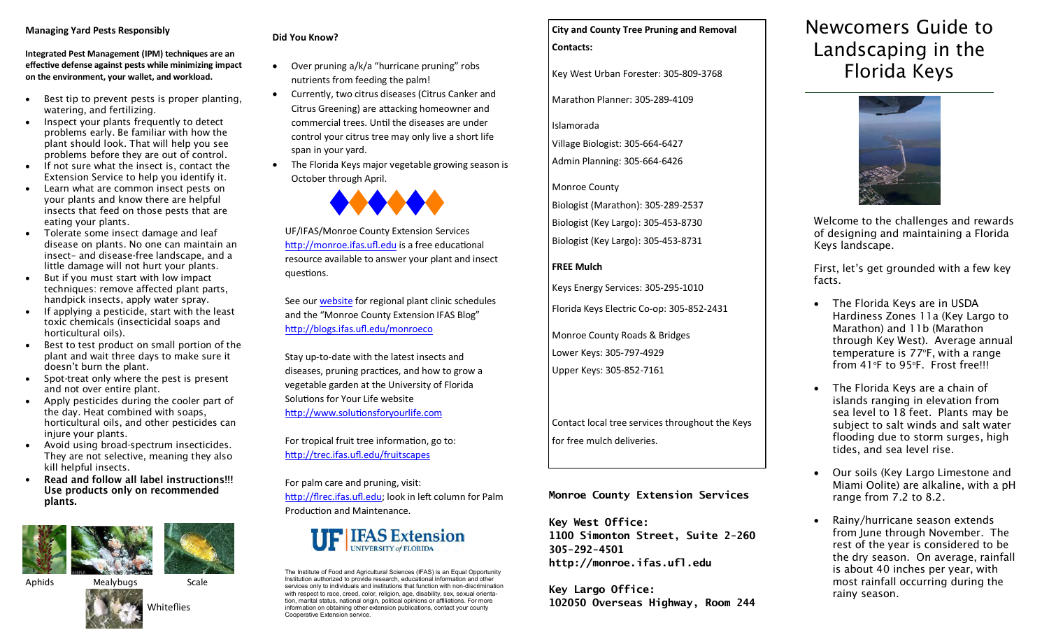**Managing Yard Pests Responsibly**

**Integrated Pest Management (IPM) techniques are an effective defense against pests while minimizing impact on the environment, your wallet, and workload.**

- Best tip to prevent pests is proper planting, watering, and fertilizing.
- Inspect your plants frequently to detect problems early. Be familiar with how the plant should look. That will help you see problems before they are out of control.
- If not sure what the insect is, contact the Extension Service to help you identify it.
- Learn what are common insect pests on your plants and know there are helpful insects that feed on those pests that are eating your plants.
- Tolerate some insect damage and leaf disease on plants. No one can maintain an insect- and disease-free landscape, and a little damage will not hurt your plants.
- But if you must start with low impact techniques: remove affected plant parts, handpick insects, apply water spray.
- If applying a pesticide, start with the least toxic chemicals (insecticidal soaps and horticultural oils).
- Best to test product on small portion of the plant and wait three days to make sure it doesn't burn the plant.
- Spot-treat only where the pest is present and not over entire plant.
- Apply pesticides during the cooler part of the day. Heat combined with soaps, horticultural oils, and other pesticides can injure your plants.
- Avoid using broad-spectrum insecticides. They are not selective, meaning they also kill helpful insects.
- **Read and follow all label instructions!!! Use products only on recommended plants.**

Aphids Mealybugs Scale

Whiteflies

**Did You Know?**

- Over pruning a/k/a "hurricane pruning" robs nutrients from feeding the palm!
- Currently, two citrus diseases (Citrus Canker and Citrus Greening) are attacking homeowner and commercial trees. Until the diseases are under control your citrus tree may only live a short life span in your yard.
- The Florida Keys major vegetable growing season is October through April.

UF/IFAS/Monroe County Extension Services http://monroe.ifas.ufl.edu is a free educational resource available to answer your plant and insect questions.

See our website for regional plant clinic schedules and the "Monroe County Extension IFAS Blog" http://blogs.ifas.ufl.edu/monroeco

Stay up-to-date with the latest insects and diseases, pruning practices, and how to grow a vegetable garden at the University of Florida Solutions for Your Life website http://www.solutionsforyourlife.com

For tropical fruit tree information, go to: http://trec.ifas.ufl.edu/fruitscapes

For palm care and pruning, visit: http://flrec.ifas.ufl.edu; look in left column for Palm Production and Maintenance.

UF IFAS Extension UNIVERSITY of FLORIDA

The Institute of Food and Agricultural Sciences (IFAS) is an Equal Opportunity Institution authorized to provide research, educational information and other services only to individuals and institutions that function with non-discrimination with respect to race, creed, color, religion, age, disability, sex, sexual orientation, marital status, national origin, political opinions or affiliations. For more information on obtaining other extension publications, contact your county Cooperative Extension service.

**City and County Tree Pruning and Removal Contacts:**

Key West Urban Forester: 305-809-3768

Marathon Planner: 305-289-4109

Islamorada
Village Biologist: 305-664-6427
Admin Planning: 305-664-6426

Monroe County
Biologist (Marathon): 305-289-2537
Biologist (Key Largo): 305-453-8730
Biologist (Key Largo): 305-453-8731

**FREE Mulch**

Keys Energy Services: 305-295-1010

Florida Keys Electric Co-op: 305-852-2441

Monroe County Roads & Bridges
Lower Keys: 305-797-4929
Upper Keys: 305-852-7161

Contact local tree services throughout the Keys for free mulch deliveries.

**Monroe County Extension Services**

**Key West Office:**
**1100 Simonton Street, Suite 2-260**
**305-292-4501**
**http://monroe.ifas.ufl.edu**

**Key Largo Office:**
**102050 Overseas Highway, Room 244**

# Newcomers Guide to Landscaping in the Florida Keys

Welcome to the challenges and rewards of designing and maintaining a Florida Keys landscape.

First, let's get grounded with a few key facts.

- The Florida Keys are in USDA Hardiness Zones 11a (Key Largo to Marathon) and 11b (Marathon through Key West). Average annual temperature is 77°F, with a range from 41°F to 95°F. Frost free!!!
- The Florida Keys are a chain of islands ranging in elevation from sea level to 18 feet. Plants may be subject to salt winds and salt water flooding due to storm surges, high tides, and sea level rise.
- Our soils (Key Largo Limestone and Miami Oolite) are alkaline, with a pH range from 7.2 to 8.2.
- Rainy/hurricane season extends from June through November. The rest of the year is considered to be the dry season. On average, rainfall is about 40 inches per year, with most rainfall occurring during the rainy season.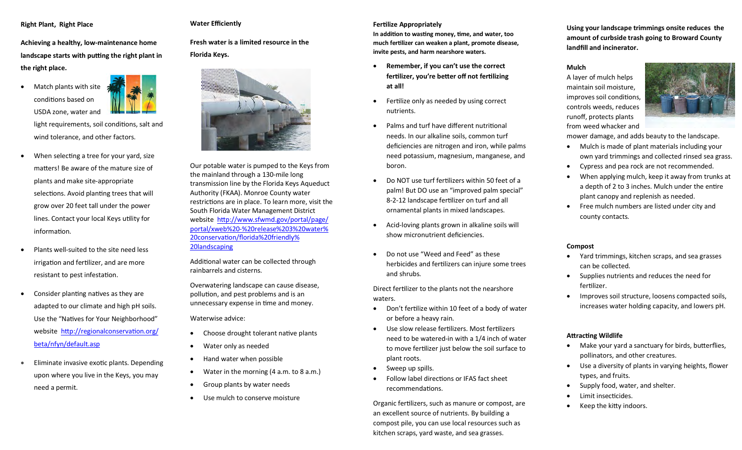## Right Plant, Right Place

**Achieving a healthy, low-maintenance home landscape starts with putting the right plant in the right place.**

- Match plants with site conditions based on USDA zone, water and light requirements, soil conditions, salt and wind tolerance, and other factors.
- When selecting a tree for your yard, size matters! Be aware of the mature size of plants and make site-appropriate selections. Avoid planting trees that will grow over 20 feet tall under the power lines. Contact your local Keys utility for information.
- Plants well-suited to the site need less irrigation and fertilizer, and are more resistant to pest infestation.
- Consider planting natives as they are adapted to our climate and high pH soils. Use the "Natives for Your Neighborhood" website http://regionalconservation.org/beta/nfyn/default.asp
- Eliminate invasive exotic plants. Depending upon where you live in the Keys, you may need a permit.

## Water Efficiently

**Fresh water is a limited resource in the Florida Keys.**

Our potable water is pumped to the Keys from the mainland through a 130-mile long transmission line by the Florida Keys Aqueduct Authority (FKAA). Monroe County water restrictions are in place. To learn more, visit the South Florida Water Management District website http://www.sfwmd.gov/portal/page/portal/xweb%20-%20release%203%20water%20conservation/florida%20friendly%20landscaping

Additional water can be collected through rainbarrels and cisterns.

Overwatering landscape can cause disease, pollution, and pest problems and is an unnecessary expense in time and money.

Waterwise advice:

- Choose drought tolerant native plants
- Water only as needed
- Hand water when possible
- Water in the morning (4 a.m. to 8 a.m.)
- Group plants by water needs
- Use mulch to conserve moisture

## Fertilize Appropriately

**In addition to wasting money, time, and water, too much fertilizer can weaken a plant, promote disease, invite pests, and harm nearshore waters.**

- **Remember, if you can't use the correct fertilizer, you're better off not fertilizing at all!**
- Fertilize only as needed by using correct nutrients.
- Palms and turf have different nutritional needs. In our alkaline soils, common turf deficiencies are nitrogen and iron, while palms need potassium, magnesium, manganese, and boron.
- Do NOT use turf fertilizers within 50 feet of a palm! But DO use an "improved palm special" 8-2-12 landscape fertilizer on turf and all ornamental plants in mixed landscapes.
- Acid-loving plants grown in alkaline soils will show micronutrient deficiencies.
- Do not use "Weed and Feed" as these herbicides and fertilizers can injure some trees and shrubs.

Direct fertilizer to the plants not the nearshore waters.

- Don't fertilize within 10 feet of a body of water or before a heavy rain.
- Use slow release fertilizers. Most fertilizers need to be watered-in with a 1/4 inch of water to move fertilizer just below the soil surface to plant roots.
- Sweep up spills.
- Follow label directions or IFAS fact sheet recommendations.

Organic fertilizers, such as manure or compost, are an excellent source of nutrients. By building a compost pile, you can use local resources such as kitchen scraps, yard waste, and sea grasses.

**Using your landscape trimmings onsite reduces the amount of curbside trash going to Broward County landfill and incinerator.**

### Mulch

A layer of mulch helps maintain soil moisture, improves soil conditions, controls weeds, reduces runoff, protects plants from weed whacker and mower damage, and adds beauty to the landscape.

- Mulch is made of plant materials including your own yard trimmings and collected rinsed sea grass.
- Cypress and pea rock are not recommended.
- When applying mulch, keep it away from trunks at a depth of 2 to 3 inches. Mulch under the entire plant canopy and replenish as needed.
- Free mulch numbers are listed under city and county contacts.

### Compost

- Yard trimmings, kitchen scraps, and sea grasses can be collected.
- Supplies nutrients and reduces the need for fertilizer.
- Improves soil structure, loosens compacted soils, increases water holding capacity, and lowers pH.

### Attracting Wildlife

- Make your yard a sanctuary for birds, butterflies, pollinators, and other creatures.
- Use a diversity of plants in varying heights, flower types, and fruits.
- Supply food, water, and shelter.
- Limit insecticides.
- Keep the kitty indoors.